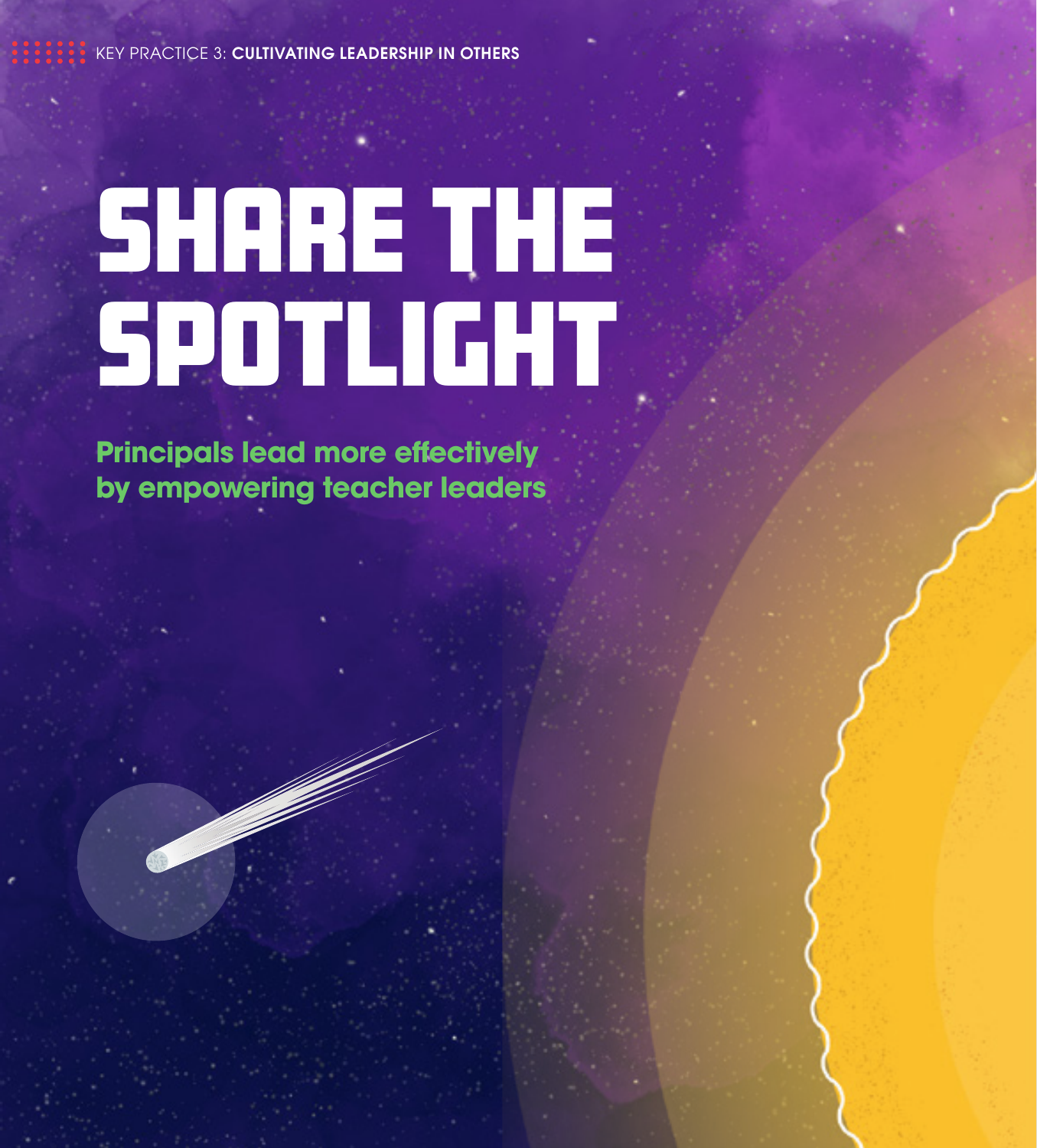KEY PRACTICE 3: **CULTIVATING LEADERSHIP IN OTHERS**

# SHARE THE SPOTLIGHT

**Principals lead more effectively by empowering teacher leaders**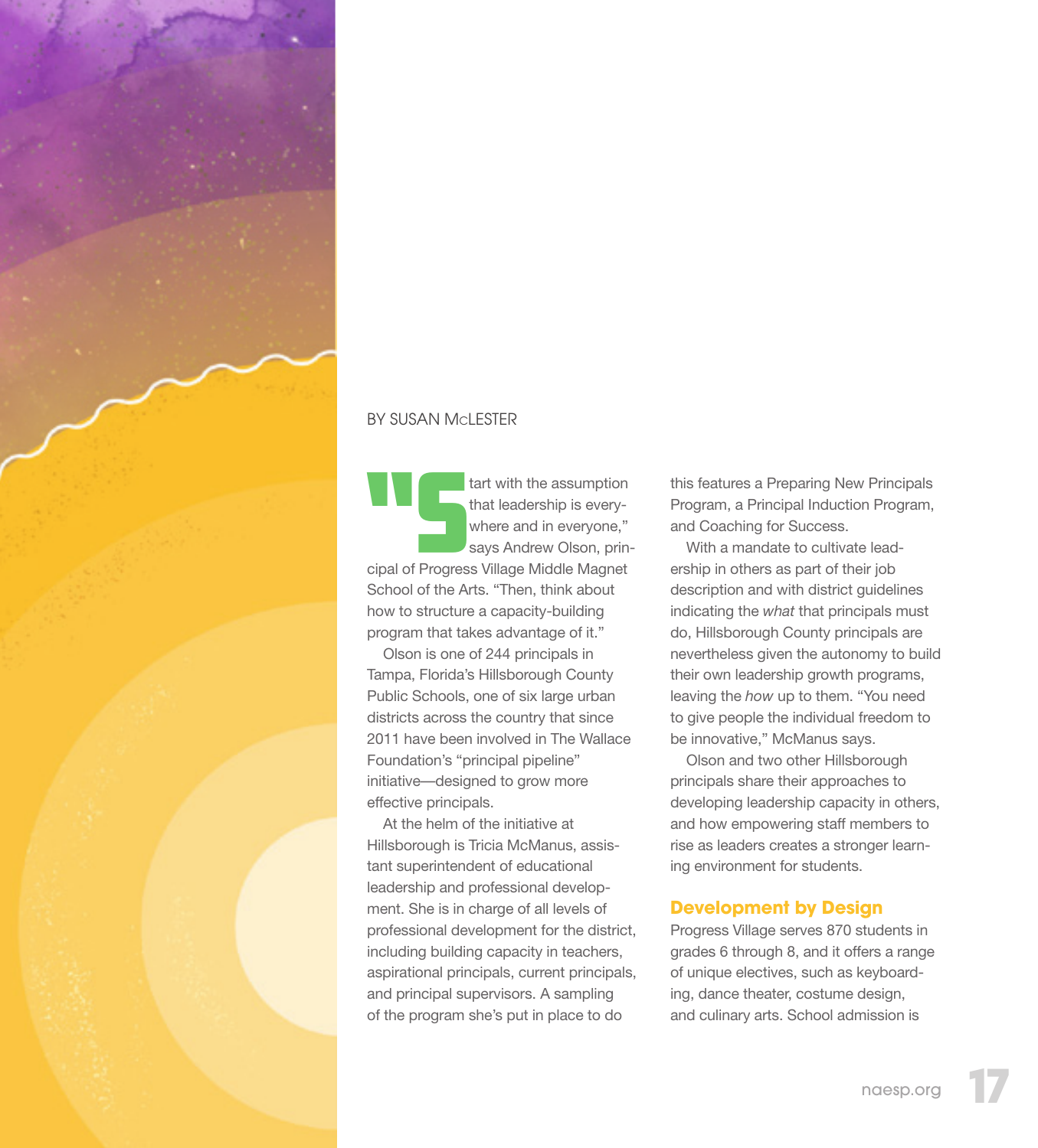BY SUSAN McLESTER

"Start with the assumption that leadership is everywhere and in everyone," says Andrew Olson, principal of Progress Village Middle Magnet School of the Arts. "Then, think about how to structure a capacity-building program that takes advantage of it."

Olson is one of 244 principals in Tampa, Florida's Hillsborough County Public Schools, one of six large urban districts across the country that since 2011 have been involved in The Wallace Foundation's "principal pipeline" initiative—designed to grow more effective principals.

At the helm of the initiative at Hillsborough is Tricia McManus, assistant superintendent of educational leadership and professional development. She is in charge of all levels of professional development for the district, including building capacity in teachers, aspirational principals, current principals, and principal supervisors. A sampling of the program she's put in place to do this features a Preparing New Principals Program, a Principal Induction Program, and Coaching for Success.

With a mandate to cultivate leadership in others as part of their job description and with district guidelines indicating the *what* that principals must do, Hillsborough County principals are nevertheless given the autonomy to build their own leadership growth programs, leaving the *how* up to them. "You need to give people the individual freedom to be innovative," McManus says.

Olson and two other Hillsborough principals share their approaches to developing leadership capacity in others, and how empowering staff members to rise as leaders creates a stronger learning environment for students.

## Development by Design

Progress Village serves 870 students in grades 6 through 8, and it offers a range of unique electives, such as keyboarding, dance theater, costume design, and culinary arts. School admission is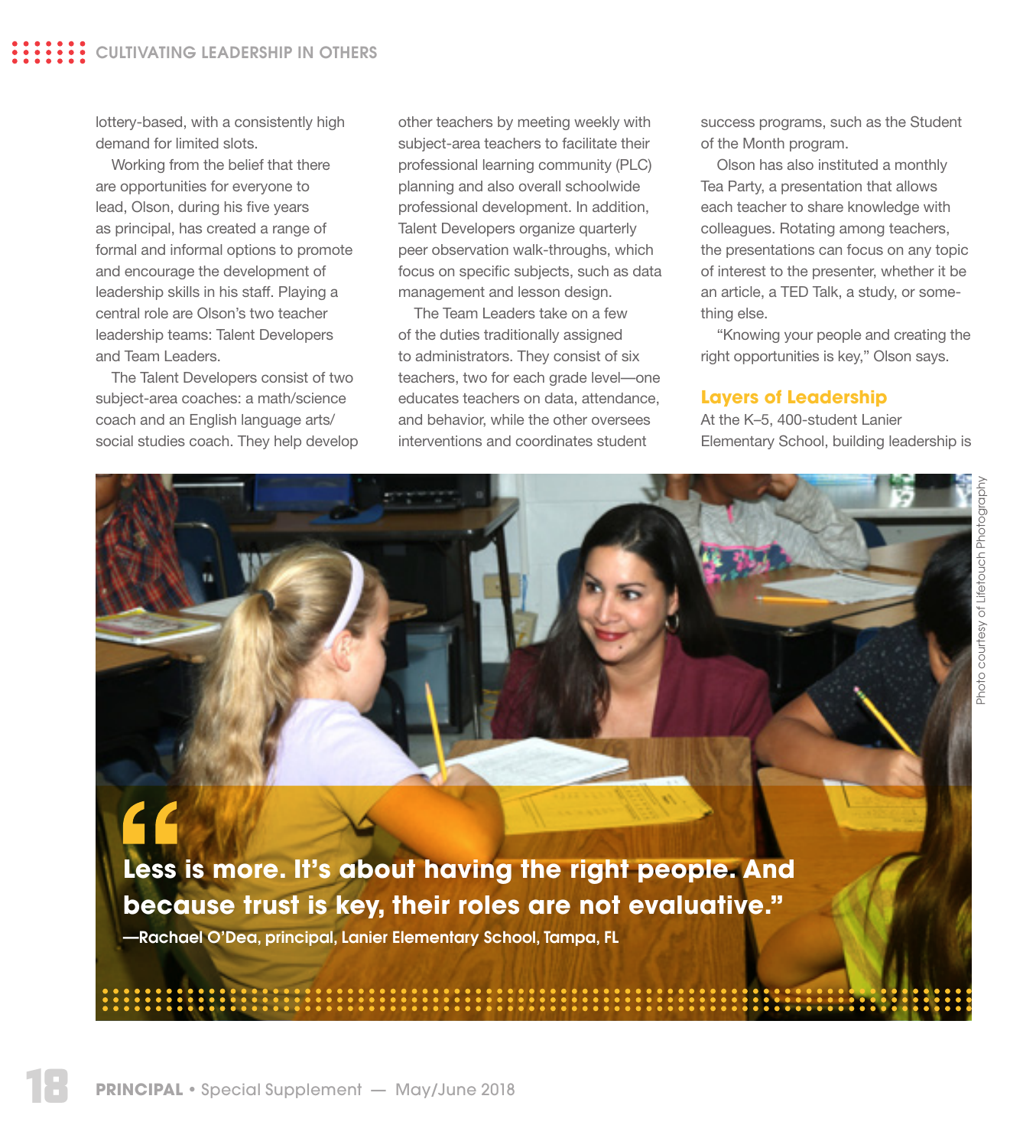lottery-based, with a consistently high demand for limited slots.

Working from the belief that there are opportunities for everyone to lead, Olson, during his five years as principal, has created a range of formal and informal options to promote and encourage the development of leadership skills in his staff. Playing a central role are Olson's two teacher leadership teams: Talent Developers and Team Leaders.

The Talent Developers consist of two subject-area coaches: a math/science coach and an English language arts/social studies coach. They help develop other teachers by meeting weekly with subject-area teachers to facilitate their professional learning community (PLC) planning and also overall schoolwide professional development. In addition, Talent Developers organize quarterly peer observation walk-throughs, which focus on specific subjects, such as data management and lesson design.

The Team Leaders take on a few of the duties traditionally assigned to administrators. They consist of six teachers, two for each grade level—one educates teachers on data, attendance, and behavior, while the other oversees interventions and coordinates student success programs, such as the Student of the Month program.

Olson has also instituted a monthly Tea Party, a presentation that allows each teacher to share knowledge with colleagues. Rotating among teachers, the presentations can focus on any topic of interest to the presenter, whether it be an article, a TED Talk, a study, or something else.

"Knowing your people and creating the right opportunities is key," Olson says.

## Layers of Leadership

At the K–5, 400-student Lanier Elementary School, building leadership is

Photo courtesy of Lifetouch Photography

> **"Less is more. It's about having the right people. And because trust is key, their roles are not evaluative."**
>
> **—Rachael O'Dea, principal, Lanier Elementary School, Tampa, FL**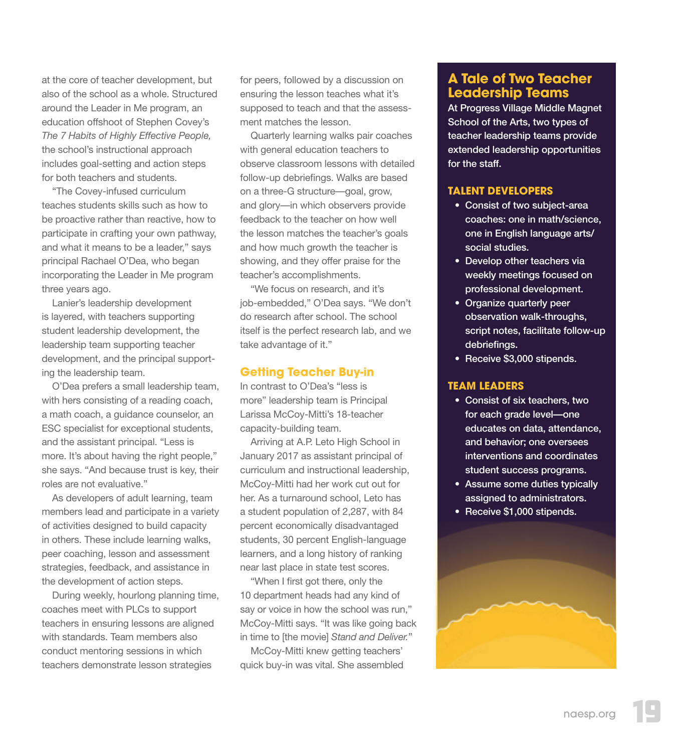at the core of teacher development, but also of the school as a whole. Structured around the Leader in Me program, an education offshoot of Stephen Covey's *The 7 Habits of Highly Effective People,* the school's instructional approach includes goal-setting and action steps for both teachers and students.

"The Covey-infused curriculum teaches students skills such as how to be proactive rather than reactive, how to participate in crafting your own pathway, and what it means to be a leader," says principal Rachael O'Dea, who began incorporating the Leader in Me program three years ago.

Lanier's leadership development is layered, with teachers supporting student leadership development, the leadership team supporting teacher development, and the principal supporting the leadership team.

O'Dea prefers a small leadership team, with hers consisting of a reading coach, a math coach, a guidance counselor, an ESC specialist for exceptional students, and the assistant principal. "Less is more. It's about having the right people," she says. "And because trust is key, their roles are not evaluative."

As developers of adult learning, team members lead and participate in a variety of activities designed to build capacity in others. These include learning walks, peer coaching, lesson and assessment strategies, feedback, and assistance in the development of action steps.

During weekly, hourlong planning time, coaches meet with PLCs to support teachers in ensuring lessons are aligned with standards. Team members also conduct mentoring sessions in which teachers demonstrate lesson strategies for peers, followed by a discussion on ensuring the lesson teaches what it's supposed to teach and that the assessment matches the lesson.

Quarterly learning walks pair coaches with general education teachers to observe classroom lessons with detailed follow-up debriefings. Walks are based on a three-G structure—goal, grow, and glory—in which observers provide feedback to the teacher on how well the lesson matches the teacher's goals and how much growth the teacher is showing, and they offer praise for the teacher's accomplishments.

"We focus on research, and it's job-embedded," O'Dea says. "We don't do research after school. The school itself is the perfect research lab, and we take advantage of it."

## Getting Teacher Buy-in

In contrast to O'Dea's "less is more" leadership team is Principal Larissa McCoy-Mitti's 18-teacher capacity-building team.

Arriving at A.P. Leto High School in January 2017 as assistant principal of curriculum and instructional leadership, McCoy-Mitti had her work cut out for her. As a turnaround school, Leto has a student population of 2,287, with 84 percent economically disadvantaged students, 30 percent English-language learners, and a long history of ranking near last place in state test scores.

"When I first got there, only the 10 department heads had any kind of say or voice in how the school was run," McCoy-Mitti says. "It was like going back in time to [the movie] *Stand and Deliver.*"

McCoy-Mitti knew getting teachers' quick buy-in was vital. She assembled

## A Tale of Two Teacher Leadership Teams

At Progress Village Middle Magnet School of the Arts, two types of teacher leadership teams provide extended leadership opportunities for the staff.

### TALENT DEVELOPERS

- Consist of two subject-area coaches: one in math/science, one in English language arts/social studies.
- Develop other teachers via weekly meetings focused on professional development.
- Organize quarterly peer observation walk-throughs, script notes, facilitate follow-up debriefings.
- Receive $3,000 stipends.

### TEAM LEADERS

- Consist of six teachers, two for each grade level—one educates on data, attendance, and behavior; one oversees interventions and coordinates student success programs.
- Assume some duties typically assigned to administrators.
- Receive $1,000 stipends.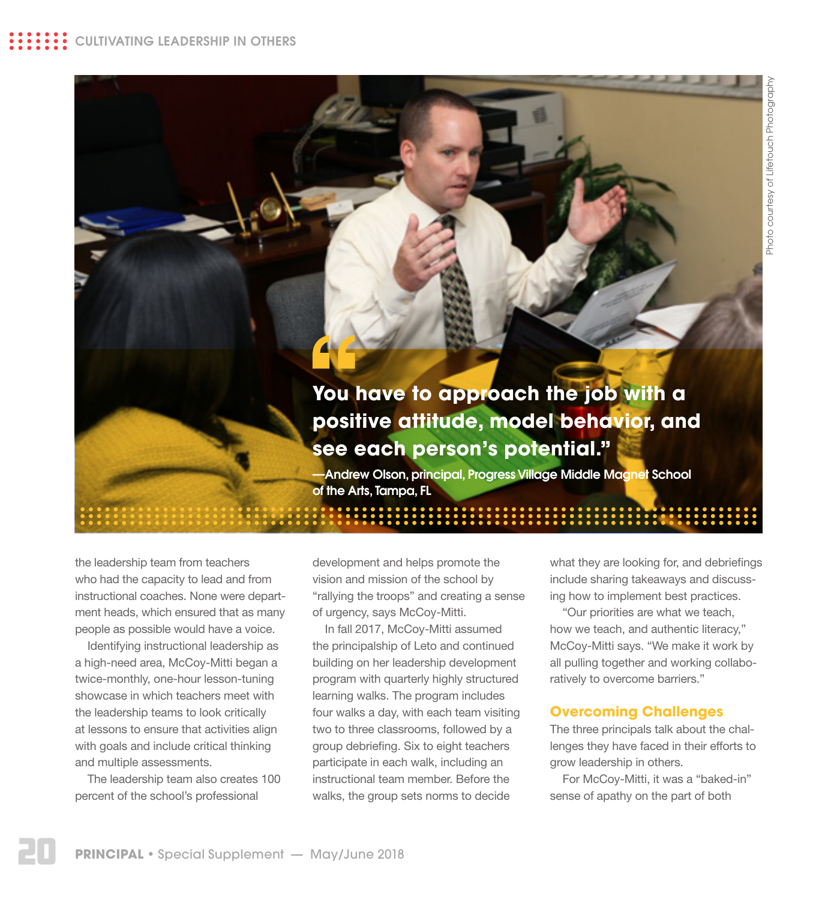> “You have to approach the job with a positive attitude, model behavior, and see each person’s potential.”
>
> —Andrew Olson, principal, Progress Village Middle Magnet School of the Arts, Tampa, FL

Photo courtesy of Lifetouch Photography

the leadership team from teachers who had the capacity to lead and from instructional coaches. None were department heads, which ensured that as many people as possible would have a voice.

Identifying instructional leadership as a high-need area, McCoy-Mitti began a twice-monthly, one-hour lesson-tuning showcase in which teachers meet with the leadership teams to look critically at lessons to ensure that activities align with goals and include critical thinking and multiple assessments.

The leadership team also creates 100 percent of the school’s professional development and helps promote the vision and mission of the school by “rallying the troops” and creating a sense of urgency, says McCoy-Mitti.

In fall 2017, McCoy-Mitti assumed the principalship of Leto and continued building on her leadership development program with quarterly highly structured learning walks. The program includes four walks a day, with each team visiting two to three classrooms, followed by a group debriefing. Six to eight teachers participate in each walk, including an instructional team member. Before the walks, the group sets norms to decide what they are looking for, and debriefings include sharing takeaways and discussing how to implement best practices.

“Our priorities are what we teach, how we teach, and authentic literacy,” McCoy-Mitti says. “We make it work by all pulling together and working collaboratively to overcome barriers.”

## Overcoming Challenges

The three principals talk about the challenges they have faced in their efforts to grow leadership in others.

For McCoy-Mitti, it was a “baked-in” sense of apathy on the part of both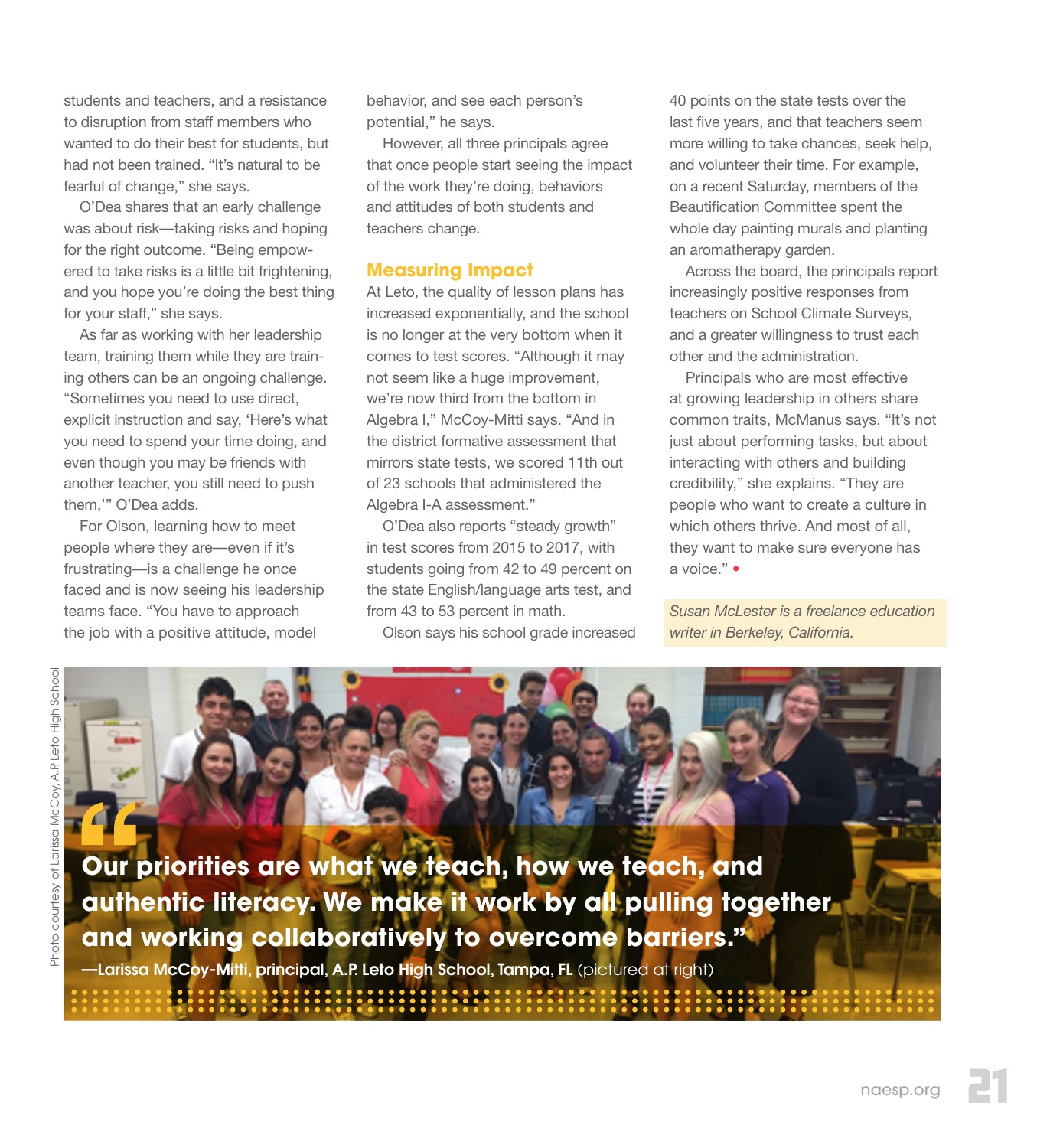students and teachers, and a resistance to disruption from staff members who wanted to do their best for students, but had not been trained. "It's natural to be fearful of change," she says.

O'Dea shares that an early challenge was about risk—taking risks and hoping for the right outcome. "Being empowered to take risks is a little bit frightening, and you hope you're doing the best thing for your staff," she says.

As far as working with her leadership team, training them while they are training others can be an ongoing challenge. "Sometimes you need to use direct, explicit instruction and say, 'Here's what you need to spend your time doing, and even though you may be friends with another teacher, you still need to push them,'" O'Dea adds.

For Olson, learning how to meet people where they are—even if it's frustrating—is a challenge he once faced and is now seeing his leadership teams face. "You have to approach the job with a positive attitude, model behavior, and see each person's potential," he says.

However, all three principals agree that once people start seeing the impact of the work they're doing, behaviors and attitudes of both students and teachers change.

## Measuring Impact

At Leto, the quality of lesson plans has increased exponentially, and the school is no longer at the very bottom when it comes to test scores. "Although it may not seem like a huge improvement, we're now third from the bottom in Algebra I," McCoy-Mitti says. "And in the district formative assessment that mirrors state tests, we scored 11th out of 23 schools that administered the Algebra I-A assessment."

O'Dea also reports "steady growth" in test scores from 2015 to 2017, with students going from 42 to 49 percent on the state English/language arts test, and from 43 to 53 percent in math.

Olson says his school grade increased 40 points on the state tests over the last five years, and that teachers seem more willing to take chances, seek help, and volunteer their time. For example, on a recent Saturday, members of the Beautification Committee spent the whole day painting murals and planting an aromatherapy garden.

Across the board, the principals report increasingly positive responses from teachers on School Climate Surveys, and a greater willingness to trust each other and the administration.

Principals who are most effective at growing leadership in others share common traits, McManus says. "It's not just about performing tasks, but about interacting with others and building credibility," she explains. "They are people who want to create a culture in which others thrive. And most of all, they want to make sure everyone has a voice." •

*Susan McLester is a freelance education writer in Berkeley, California.*

"Our priorities are what we teach, how we teach, and authentic literacy. We make it work by all pulling together and working collaboratively to overcome barriers."

—**Larissa McCoy-Mitti, principal, A.P. Leto High School, Tampa, FL** (pictured at right)

Photo courtesy of Larissa McCoy, A.P. Leto High School